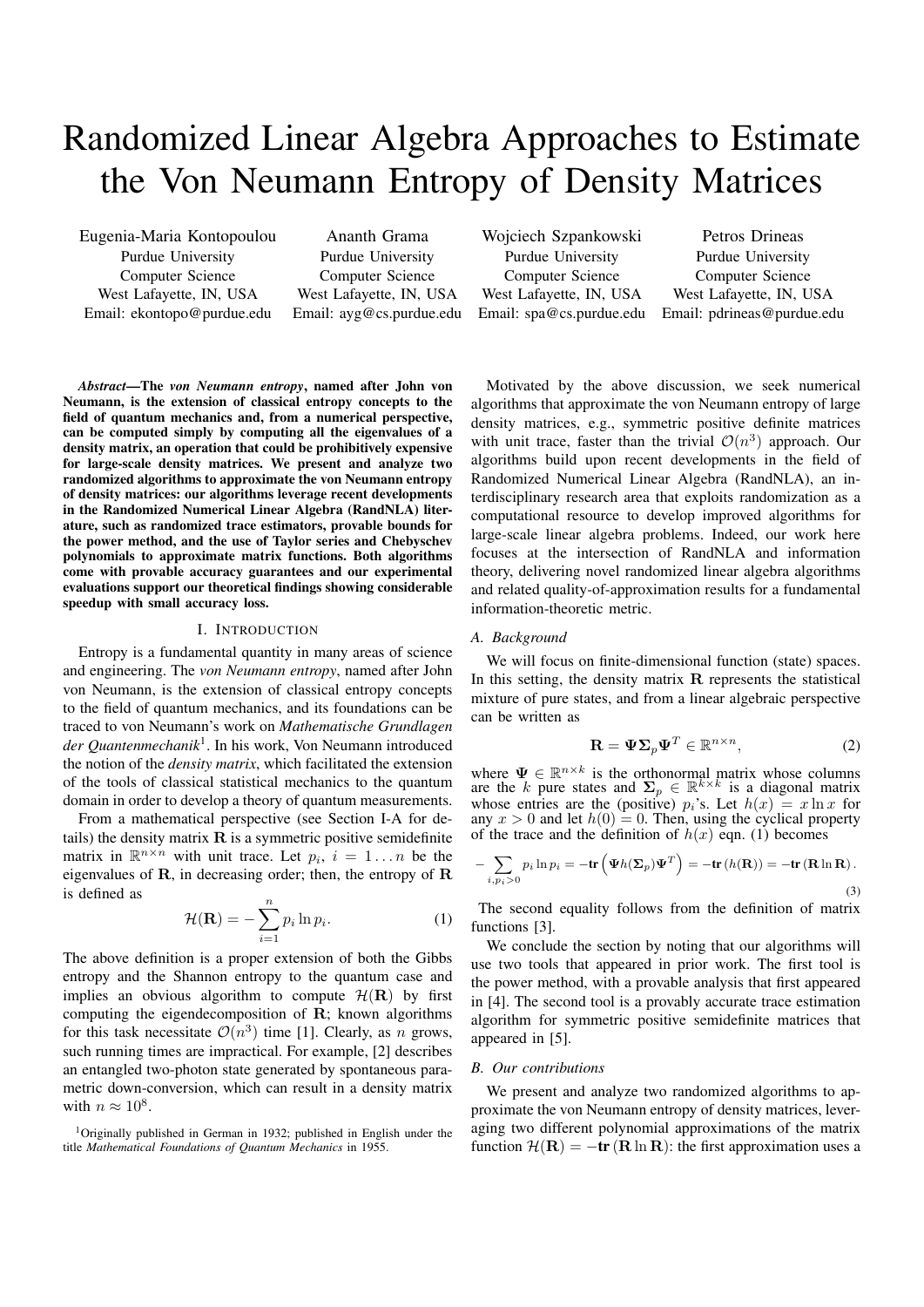# Randomized Linear Algebra Approaches to Estimate the Von Neumann Entropy of Density Matrices

Eugenia-Maria Kontopoulou
Purdue University
Computer Science
West Lafayette, IN, USA
Email: ekontopo@purdue.edu

Ananth Grama
Purdue University
Computer Science
West Lafayette, IN, USA
Email: ayg@cs.purdue.edu

Wojciech Szpankowski
Purdue University
Computer Science
West Lafayette, IN, USA
Email: spa@cs.purdue.edu

Petros Drineas
Purdue University
Computer Science
West Lafayette, IN, USA
Email: pdrineas@purdue.edu

***Abstract*—The *von Neumann entropy*, named after John von Neumann, is the extension of classical entropy concepts to the field of quantum mechanics and, from a numerical perspective, can be computed simply by computing all the eigenvalues of a density matrix, an operation that could be prohibitively expensive for large-scale density matrices. We present and analyze two randomized algorithms to approximate the von Neumann entropy of density matrices: our algorithms leverage recent developments in the Randomized Numerical Linear Algebra (RandNLA) literature, such as randomized trace estimators, provable bounds for the power method, and the use of Taylor series and Chebyschev polynomials to approximate matrix functions. Both algorithms come with provable accuracy guarantees and our experimental evaluations support our theoretical findings showing considerable speedup with small accuracy loss.**

## I. Introduction

Entropy is a fundamental quantity in many areas of science and engineering. The *von Neumann entropy*, named after John von Neumann, is the extension of classical entropy concepts to the field of quantum mechanics, and its foundations can be traced to von Neumann's work on *Mathematische Grundlagen der Quantenmechanik*[1]. In his work, Von Neumann introduced the notion of the *density matrix*, which facilitated the extension of the tools of classical statistical mechanics to the quantum domain in order to develop a theory of quantum measurements.

From a mathematical perspective (see Section I-A for details) the density matrix $\mathbf{R}$ is a symmetric positive semidefinite matrix in $\mathbb{R}^{n\times n}$ with unit trace. Let $p_i$, $i = 1 \dots n$ be the eigenvalues of $\mathbf{R}$, in decreasing order; then, the entropy of $\mathbf{R}$ is defined as

$$\mathcal{H}(\mathbf{R}) = -\sum_{i=1}^{n} p_i \ln p_i. \tag{1}$$

The above definition is a proper extension of both the Gibbs entropy and the Shannon entropy to the quantum case and implies an obvious algorithm to compute $\mathcal{H}(\mathbf{R})$ by first computing the eigendecomposition of $\mathbf{R}$; known algorithms for this task necessitate $\mathcal{O}(n^3)$ time [1]. Clearly, as $n$ grows, such running times are impractical. For example, [2] describes an entangled two-photon state generated by spontaneous parametric down-conversion, which can result in a density matrix with $n \approx 10^8$.

[1]Originally published in German in 1932; published in English under the title *Mathematical Foundations of Quantum Mechanics* in 1955.

Motivated by the above discussion, we seek numerical algorithms that approximate the von Neumann entropy of large density matrices, e.g., symmetric positive definite matrices with unit trace, faster than the trivial $\mathcal{O}(n^3)$ approach. Our algorithms build upon recent developments in the field of Randomized Numerical Linear Algebra (RandNLA), an interdisciplinary research area that exploits randomization as a computational resource to develop improved algorithms for large-scale linear algebra problems. Indeed, our work here focuses at the intersection of RandNLA and information theory, delivering novel randomized linear algebra algorithms and related quality-of-approximation results for a fundamental information-theoretic metric.

### A. Background

We will focus on finite-dimensional function (state) spaces. In this setting, the density matrix $\mathbf{R}$ represents the statistical mixture of pure states, and from a linear algebraic perspective can be written as

$$\mathbf{R} = \mathbf{\Psi}\mathbf{\Sigma}_p\mathbf{\Psi}^T \in \mathbb{R}^{n\times n}, \tag{2}$$

where $\mathbf{\Psi} \in \mathbb{R}^{n\times k}$ is the orthonormal matrix whose columns are the $k$ pure states and $\mathbf{\Sigma}_p \in \mathbb{R}^{k\times k}$ is a diagonal matrix whose entries are the (positive) $p_i$'s. Let $h(x) = x \ln x$ for any $x > 0$ and let $h(0) = 0$. Then, using the cyclical property of the trace and the definition of $h(x)$ eqn. (1) becomes

$$-\sum_{i, p_i>0} p_i \ln p_i = -\mathbf{tr}\left(\mathbf{\Psi} h(\mathbf{\Sigma}_p)\mathbf{\Psi}^T\right) = -\mathbf{tr}\left(h(\mathbf{R})\right) = -\mathbf{tr}\left(\mathbf{R}\ln\mathbf{R}\right). \tag{3}$$

The second equality follows from the definition of matrix functions [3].

We conclude the section by noting that our algorithms will use two tools that appeared in prior work. The first tool is the power method, with a provable analysis that first appeared in [4]. The second tool is a provably accurate trace estimation algorithm for symmetric positive semidefinite matrices that appeared in [5].

### B. Our contributions

We present and analyze two randomized algorithms to approximate the von Neumann entropy of density matrices, leveraging two different polynomial approximations of the matrix function $\mathcal{H}(\mathbf{R}) = -\mathbf{tr}\left(\mathbf{R}\ln\mathbf{R}\right)$: the first approximation uses a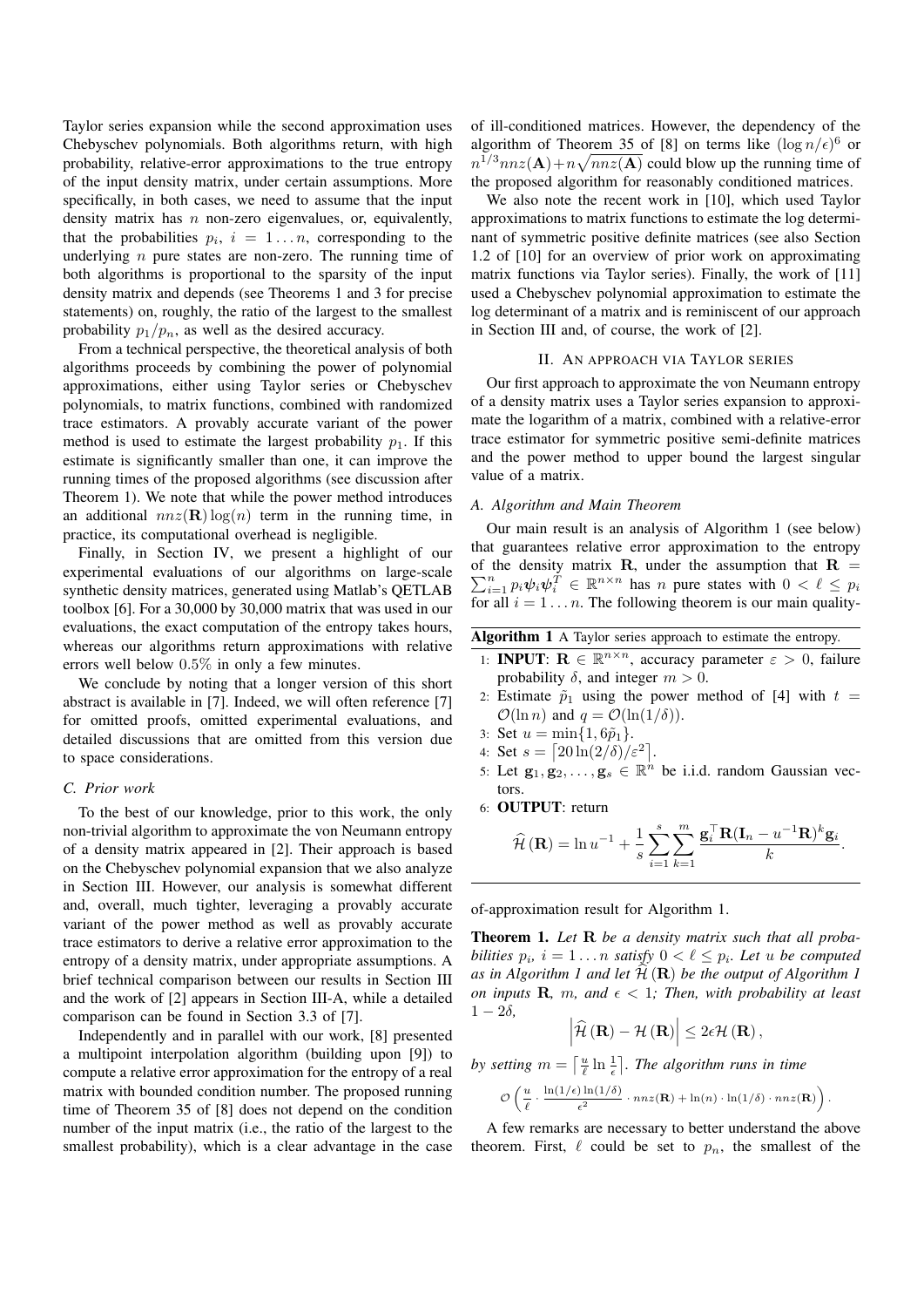Taylor series expansion while the second approximation uses Chebyschev polynomials. Both algorithms return, with high probability, relative-error approximations to the true entropy of the input density matrix, under certain assumptions. More specifically, in both cases, we need to assume that the input density matrix has $n$ non-zero eigenvalues, or, equivalently, that the probabilities $p_i$, $i = 1 \dots n$, corresponding to the underlying $n$ pure states are non-zero. The running time of both algorithms is proportional to the sparsity of the input density matrix and depends (see Theorems 1 and 3 for precise statements) on, roughly, the ratio of the largest to the smallest probability $p_1/p_n$, as well as the desired accuracy.

From a technical perspective, the theoretical analysis of both algorithms proceeds by combining the power of polynomial approximations, either using Taylor series or Chebyschev polynomials, to matrix functions, combined with randomized trace estimators. A provably accurate variant of the power method is used to estimate the largest probability $p_1$. If this estimate is significantly smaller than one, it can improve the running times of the proposed algorithms (see discussion after Theorem 1). We note that while the power method introduces an additional $nnz(\mathbf{R})\log(n)$ term in the running time, in practice, its computational overhead is negligible.

Finally, in Section IV, we present a highlight of our experimental evaluations of our algorithms on large-scale synthetic density matrices, generated using Matlab's QETLAB toolbox [6]. For a 30,000 by 30,000 matrix that was used in our evaluations, the exact computation of the entropy takes hours, whereas our algorithms return approximations with relative errors well below $0.5\%$ in only a few minutes.

We conclude by noting that a longer version of this short abstract is available in [7]. Indeed, we will often reference [7] for omitted proofs, omitted experimental evaluations, and detailed discussions that are omitted from this version due to space considerations.

### C. Prior work

To the best of our knowledge, prior to this work, the only non-trivial algorithm to approximate the von Neumann entropy of a density matrix appeared in [2]. Their approach is based on the Chebyschev polynomial expansion that we also analyze in Section III. However, our analysis is somewhat different and, overall, much tighter, leveraging a provably accurate variant of the power method as well as provably accurate trace estimators to derive a relative error approximation to the entropy of a density matrix, under appropriate assumptions. A brief technical comparison between our results in Section III and the work of [2] appears in Section III-A, while a detailed comparison can be found in Section 3.3 of [7].

Independently and in parallel with our work, [8] presented a multipoint interpolation algorithm (building upon [9]) to compute a relative error approximation for the entropy of a real matrix with bounded condition number. The proposed running time of Theorem 35 of [8] does not depend on the condition number of the input matrix (i.e., the ratio of the largest to the smallest probability), which is a clear advantage in the case of ill-conditioned matrices. However, the dependency of the algorithm of Theorem 35 of [8] on terms like $(\log n/\epsilon)^6$ or $n^{1/3}nnz(\mathbf{A})+n\sqrt{nnz(\mathbf{A})}$ could blow up the running time of the proposed algorithm for reasonably conditioned matrices.

We also note the recent work in [10], which used Taylor approximations to matrix functions to estimate the log determinant of symmetric positive definite matrices (see also Section 1.2 of [10] for an overview of prior work on approximating matrix functions via Taylor series). Finally, the work of [11] used a Chebyschev polynomial approximation to estimate the log determinant of a matrix and is reminiscent of our approach in Section III and, of course, the work of [2].

## II. An approach via Taylor series

Our first approach to approximate the von Neumann entropy of a density matrix uses a Taylor series expansion to approximate the logarithm of a matrix, combined with a relative-error trace estimator for symmetric positive semi-definite matrices and the power method to upper bound the largest singular value of a matrix.

### A. Algorithm and Main Theorem

Our main result is an analysis of Algorithm 1 (see below) that guarantees relative error approximation to the entropy of the density matrix $\mathbf{R}$, under the assumption that $\mathbf{R} = \sum_{i=1}^{n} p_i \boldsymbol{\psi}_i \boldsymbol{\psi}_i^T \in \mathbb{R}^{n\times n}$ has $n$ pure states with $0 < \ell \leq p_i$ for all $i = 1 \dots n$. The following theorem is our main quality-of-approximation result for Algorithm 1.

**Algorithm 1** A Taylor series approach to estimate the entropy.

1. **INPUT**: $\mathbf{R} \in \mathbb{R}^{n\times n}$, accuracy parameter $\varepsilon > 0$, failure probability $\delta$, and integer $m > 0$.
2. Estimate $\tilde{p}_1$ using the power method of [4] with $t = \mathcal{O}(\ln n)$ and $q = \mathcal{O}(\ln(1/\delta))$.
3. Set $u = \min\{1, 6\tilde{p}_1\}$.
4. Set $s = \lceil 20\ln(2/\delta)/\varepsilon^2 \rceil$.
5. Let $\mathbf{g}_1, \mathbf{g}_2, \dots, \mathbf{g}_s \in \mathbb{R}^n$ be i.i.d. random Gaussian vectors.
6. **OUTPUT**: return

$$\widehat{\mathcal{H}}(\mathbf{R}) = \ln u^{-1} + \frac{1}{s}\sum_{i=1}^{s}\sum_{k=1}^{m}\frac{\mathbf{g}_i^\top \mathbf{R}(\mathbf{I}_n - u^{-1}\mathbf{R})^k \mathbf{g}_i}{k}.$$

**Theorem 1.** *Let $\mathbf{R}$ be a density matrix such that all probabilities $p_i$, $i = 1 \dots n$ satisfy $0 < \ell \leq p_i$. Let $u$ be computed as in Algorithm 1 and let $\widehat{\mathcal{H}}(\mathbf{R})$ be the output of Algorithm 1 on inputs $\mathbf{R}$, $m$, and $\epsilon < 1$; Then, with probability at least $1 - 2\delta$,*

$$\left|\widehat{\mathcal{H}}(\mathbf{R}) - \mathcal{H}(\mathbf{R})\right| \leq 2\epsilon\mathcal{H}(\mathbf{R}),$$

*by setting $m = \left\lceil \frac{u}{\ell}\ln\frac{1}{\epsilon}\right\rceil$. The algorithm runs in time*

$$\mathcal{O}\left(\frac{u}{\ell}\cdot\frac{\ln(1/\epsilon)\ln(1/\delta)}{\epsilon^2}\cdot nnz(\mathbf{R}) + \ln(n)\cdot\ln(1/\delta)\cdot nnz(\mathbf{R})\right).$$

A few remarks are necessary to better understand the above theorem. First, $\ell$ could be set to $p_n$, the smallest of the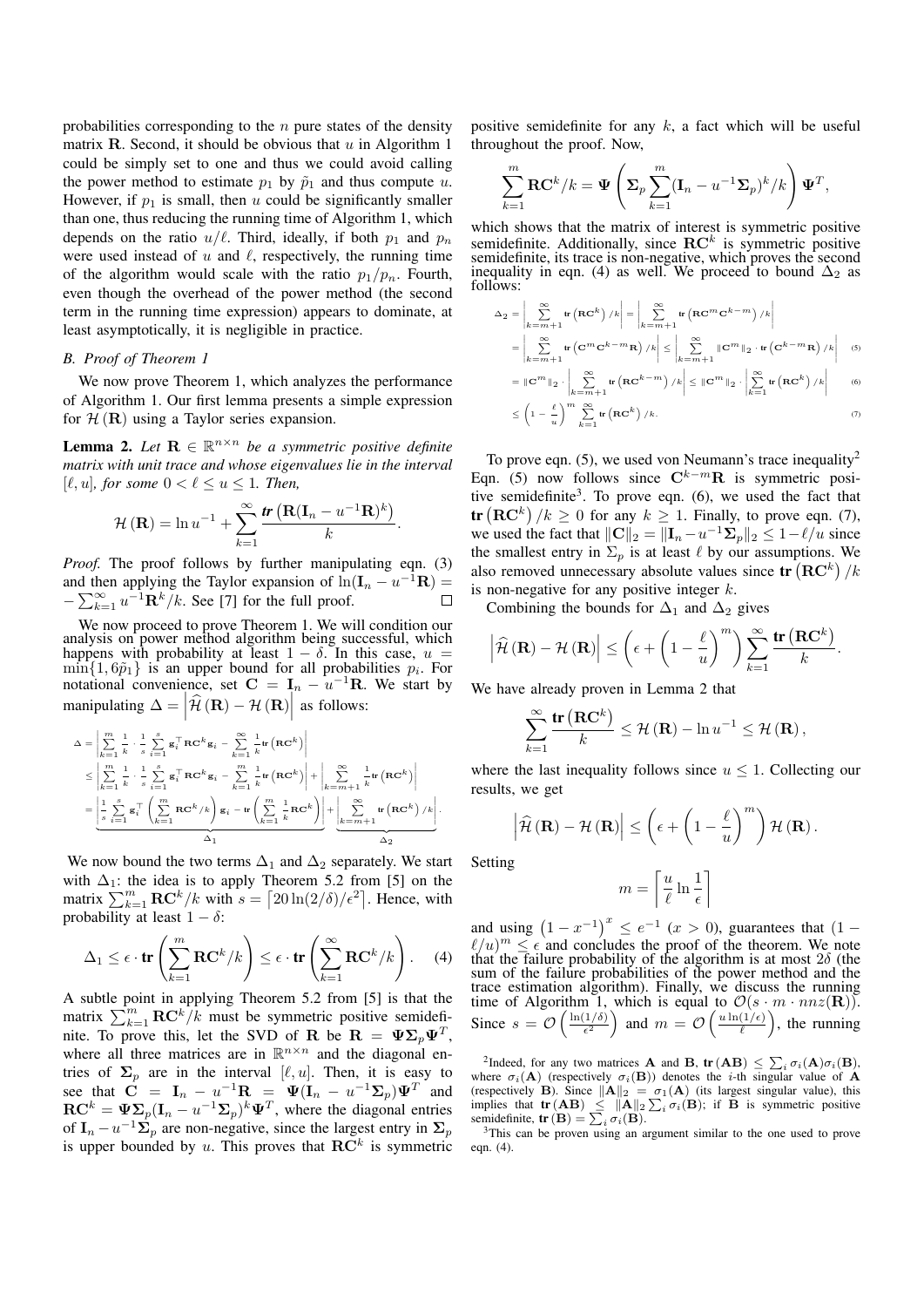probabilities corresponding to the $n$ pure states of the density matrix $\mathbf{R}$. Second, it should be obvious that $u$ in Algorithm 1 could be simply set to one and thus we could avoid calling the power method to estimate $p_1$ by $\tilde{p}_1$ and thus compute $u$. However, if $p_1$ is small, then $u$ could be significantly smaller than one, thus reducing the running time of Algorithm 1, which depends on the ratio $u/\ell$. Third, ideally, if both $p_1$ and $p_n$ were used instead of $u$ and $\ell$, respectively, the running time of the algorithm would scale with the ratio $p_1/p_n$. Fourth, even though the overhead of the power method (the second term in the running time expression) appears to dominate, at least asymptotically, it is negligible in practice.

### B. Proof of Theorem 1

We now prove Theorem 1, which analyzes the performance of Algorithm 1. Our first lemma presents a simple expression for $\mathcal{H}(\mathbf{R})$ using a Taylor series expansion.

**Lemma 2.** *Let $\mathbf{R} \in \mathbb{R}^{n \times n}$ be a symmetric positive definite matrix with unit trace and whose eigenvalues lie in the interval $[\ell, u]$, for some $0 < \ell \leq u \leq 1$. Then,*

$$\mathcal{H}(\mathbf{R}) = \ln u^{-1} + \sum_{k=1}^{\infty} \frac{\mathbf{tr}\left(\mathbf{R}(\mathbf{I}_n - u^{-1}\mathbf{R})^k\right)}{k}.$$

*Proof.* The proof follows by further manipulating eqn. (3) and then applying the Taylor expansion of $\ln(\mathbf{I}_n - u^{-1}\mathbf{R}) = -\sum_{k=1}^{\infty} u^{-1}\mathbf{R}^k/k$. See [7] for the full proof. ◻

We now proceed to prove Theorem 1. We will condition our analysis on power method algorithm being successful, which happens with probability at least $1-\delta$. In this case, $u = \min\{1, 6\tilde{p}_1\}$ is an upper bound for all probabilities $p_i$. For notational convenience, set $\mathbf{C} = \mathbf{I}_n - u^{-1}\mathbf{R}$. We start by manipulating $\Delta = \left|\widehat{\mathcal{H}}(\mathbf{R}) - \mathcal{H}(\mathbf{R})\right|$ as follows:

$$\begin{aligned}
\Delta &= \left| \sum_{k=1}^{m} \frac{1}{k} \cdot \frac{1}{s} \sum_{i=1}^{s} \mathbf{g}_i^\top \mathbf{R}\mathbf{C}^k \mathbf{g}_i - \sum_{k=1}^{\infty} \frac{1}{k} \mathbf{tr}\left(\mathbf{R}\mathbf{C}^k\right) \right| \\
&\leq \left| \sum_{k=1}^{m} \frac{1}{k} \cdot \frac{1}{s} \sum_{i=1}^{s} \mathbf{g}_i^\top \mathbf{R}\mathbf{C}^k \mathbf{g}_i - \sum_{k=1}^{m} \frac{1}{k} \mathbf{tr}\left(\mathbf{R}\mathbf{C}^k\right) \right| + \left| \sum_{k=m+1}^{\infty} \frac{1}{k} \mathbf{tr}\left(\mathbf{R}\mathbf{C}^k\right) \right| \\
&= \underbrace{\left| \frac{1}{s} \sum_{i=1}^{s} \mathbf{g}_i^\top \left( \sum_{k=1}^{m} \mathbf{R}\mathbf{C}^k/k \right) \mathbf{g}_i - \mathbf{tr}\left( \sum_{k=1}^{m} \frac{1}{k} \mathbf{R}\mathbf{C}^k \right) \right|}_{\Delta_1} + \underbrace{\left| \sum_{k=m+1}^{\infty} \mathbf{tr}\left(\mathbf{R}\mathbf{C}^k\right)/k \right|}_{\Delta_2}.
\end{aligned}$$

We now bound the two terms $\Delta_1$ and $\Delta_2$ separately. We start with $\Delta_1$: the idea is to apply Theorem 5.2 from [5] on the matrix $\sum_{k=1}^{m} \mathbf{R}\mathbf{C}^k/k$ with $s = \lceil 20\ln(2/\delta)/\epsilon^2 \rceil$. Hence, with probability at least $1-\delta$:

$$\Delta_1 \leq \epsilon \cdot \mathbf{tr}\left( \sum_{k=1}^{m} \mathbf{R}\mathbf{C}^k/k \right) \leq \epsilon \cdot \mathbf{tr}\left( \sum_{k=1}^{\infty} \mathbf{R}\mathbf{C}^k/k \right). \quad (4)$$

A subtle point in applying Theorem 5.2 from [5] is that the matrix $\sum_{k=1}^{m} \mathbf{R}\mathbf{C}^k/k$ must be symmetric positive semidefinite. To prove this, let the SVD of $\mathbf{R}$ be $\mathbf{R} = \mathbf{\Psi}\mathbf{\Sigma}_p\mathbf{\Psi}^T$, where all three matrices are in $\mathbb{R}^{n\times n}$ and the diagonal entries of $\mathbf{\Sigma}_p$ are in the interval $[\ell, u]$. Then, it is easy to see that $\mathbf{C} = \mathbf{I}_n - u^{-1}\mathbf{R} = \mathbf{\Psi}(\mathbf{I}_n - u^{-1}\mathbf{\Sigma}_p)\mathbf{\Psi}^T$ and $\mathbf{R}\mathbf{C}^k = \mathbf{\Psi}\mathbf{\Sigma}_p(\mathbf{I}_n - u^{-1}\mathbf{\Sigma}_p)^k\mathbf{\Psi}^T$, where the diagonal entries of $\mathbf{I}_n - u^{-1}\mathbf{\Sigma}_p$ are non-negative, since the largest entry in $\mathbf{\Sigma}_p$ is upper bounded by $u$. This proves that $\mathbf{R}\mathbf{C}^k$ is symmetric positive semidefinite for any $k$, a fact which will be useful throughout the proof. Now,

$$\sum_{k=1}^{m} \mathbf{R}\mathbf{C}^k/k = \mathbf{\Psi}\left( \mathbf{\Sigma}_p \sum_{k=1}^{m} (\mathbf{I}_n - u^{-1}\mathbf{\Sigma}_p)^k/k \right)\mathbf{\Psi}^T,$$

which shows that the matrix of interest is symmetric positive semidefinite. Additionally, since $\mathbf{R}\mathbf{C}^k$ is symmetric positive semidefinite, its trace is non-negative, which proves the second inequality in eqn. (4) as well. We proceed to bound $\Delta_2$ as follows:

$$\begin{aligned}
\Delta_2 &= \left| \sum_{k=m+1}^{\infty} \mathbf{tr}\left(\mathbf{R}\mathbf{C}^k\right)/k \right| = \left| \sum_{k=m+1}^{\infty} \mathbf{tr}\left(\mathbf{R}\mathbf{C}^m\mathbf{C}^{k-m}\right)/k \right| \\
&= \left| \sum_{k=m+1}^{\infty} \mathbf{tr}\left(\mathbf{C}^m\mathbf{C}^{k-m}\mathbf{R}\right)/k \right| \leq \left| \sum_{k=m+1}^{\infty} \|\mathbf{C}^m\|_2 \cdot \mathbf{tr}\left(\mathbf{C}^{k-m}\mathbf{R}\right)/k \right| \quad (5) \\
&= \|\mathbf{C}^m\|_2 \cdot \left| \sum_{k=m+1}^{\infty} \mathbf{tr}\left(\mathbf{R}\mathbf{C}^{k-m}\right)/k \right| \leq \|\mathbf{C}^m\|_2 \cdot \left| \sum_{k=1}^{\infty} \mathbf{tr}\left(\mathbf{R}\mathbf{C}^k\right)/k \right| \quad (6) \\
&\leq \left(1 - \frac{\ell}{u}\right)^m \sum_{k=1}^{\infty} \mathbf{tr}\left(\mathbf{R}\mathbf{C}^k\right)/k. \quad (7)
\end{aligned}$$

To prove eqn. (5), we used von Neumann's trace inequality[2] Eqn. (5) now follows since $\mathbf{C}^{k-m}\mathbf{R}$ is symmetric positive semidefinite[3]. To prove eqn. (6), we used the fact that $\mathbf{tr}\left(\mathbf{R}\mathbf{C}^k\right)/k \geq 0$ for any $k \geq 1$. Finally, to prove eqn. (7), we used the fact that $\|\mathbf{C}\|_2 = \|\mathbf{I}_n - u^{-1}\mathbf{\Sigma}_p\|_2 \leq 1 - \ell/u$ since the smallest entry in $\Sigma_p$ is at least $\ell$ by our assumptions. We also removed unnecessary absolute values since $\mathbf{tr}\left(\mathbf{R}\mathbf{C}^k\right)/k$ is non-negative for any positive integer $k$.

Combining the bounds for $\Delta_1$ and $\Delta_2$ gives

$$\left|\widehat{\mathcal{H}}(\mathbf{R}) - \mathcal{H}(\mathbf{R})\right| \leq \left(\epsilon + \left(1 - \frac{\ell}{u}\right)^m\right) \sum_{k=1}^{\infty} \frac{\mathbf{tr}\left(\mathbf{R}\mathbf{C}^k\right)}{k}.$$

We have already proven in Lemma 2 that

$$\sum_{k=1}^{\infty} \frac{\mathbf{tr}\left(\mathbf{R}\mathbf{C}^k\right)}{k} \leq \mathcal{H}(\mathbf{R}) - \ln u^{-1} \leq \mathcal{H}(\mathbf{R}),$$

where the last inequality follows since $u \leq 1$. Collecting our results, we get

$$\left|\widehat{\mathcal{H}}(\mathbf{R}) - \mathcal{H}(\mathbf{R})\right| \leq \left(\epsilon + \left(1 - \frac{\ell}{u}\right)^m\right) \mathcal{H}(\mathbf{R}).$$

Setting

$$m = \left\lceil \frac{u}{\ell} \ln \frac{1}{\epsilon} \right\rceil$$

and using $\left(1 - x^{-1}\right)^x \leq e^{-1}$ $(x > 0)$, guarantees that $(1 - \ell/u)^m \leq \epsilon$ and concludes the proof of the theorem. We note that the failure probability of the algorithm is at most $2\delta$ (the sum of the failure probabilities of the power method and the trace estimation algorithm). Finally, we discuss the running time of Algorithm 1, which is equal to $\mathcal{O}(s \cdot m \cdot nnz(\mathbf{R}))$. Since $s = \mathcal{O}\left(\frac{\ln(1/\delta)}{\epsilon^2}\right)$ and $m = \mathcal{O}\left(\frac{u\ln(1/\epsilon)}{\ell}\right)$, the running

[2]Indeed, for any two matrices $\mathbf{A}$ and $\mathbf{B}$, $\mathbf{tr}(\mathbf{AB}) \leq \sum_i \sigma_i(\mathbf{A})\sigma_i(\mathbf{B})$, where $\sigma_i(\mathbf{A})$ (respectively $\sigma_i(\mathbf{B})$) denotes the $i$-th singular value of $\mathbf{A}$ (respectively $\mathbf{B}$). Since $\|\mathbf{A}\|_2 = \sigma_1(\mathbf{A})$ (its largest singular value), this implies that $\mathbf{tr}(\mathbf{AB}) \leq \|\mathbf{A}\|_2 \sum_i \sigma_i(\mathbf{B})$; if $\mathbf{B}$ is symmetric positive semidefinite, $\mathbf{tr}(\mathbf{B}) = \sum_i \sigma_i(\mathbf{B})$.

[3]This can be proven using an argument similar to the one used to prove eqn. (4).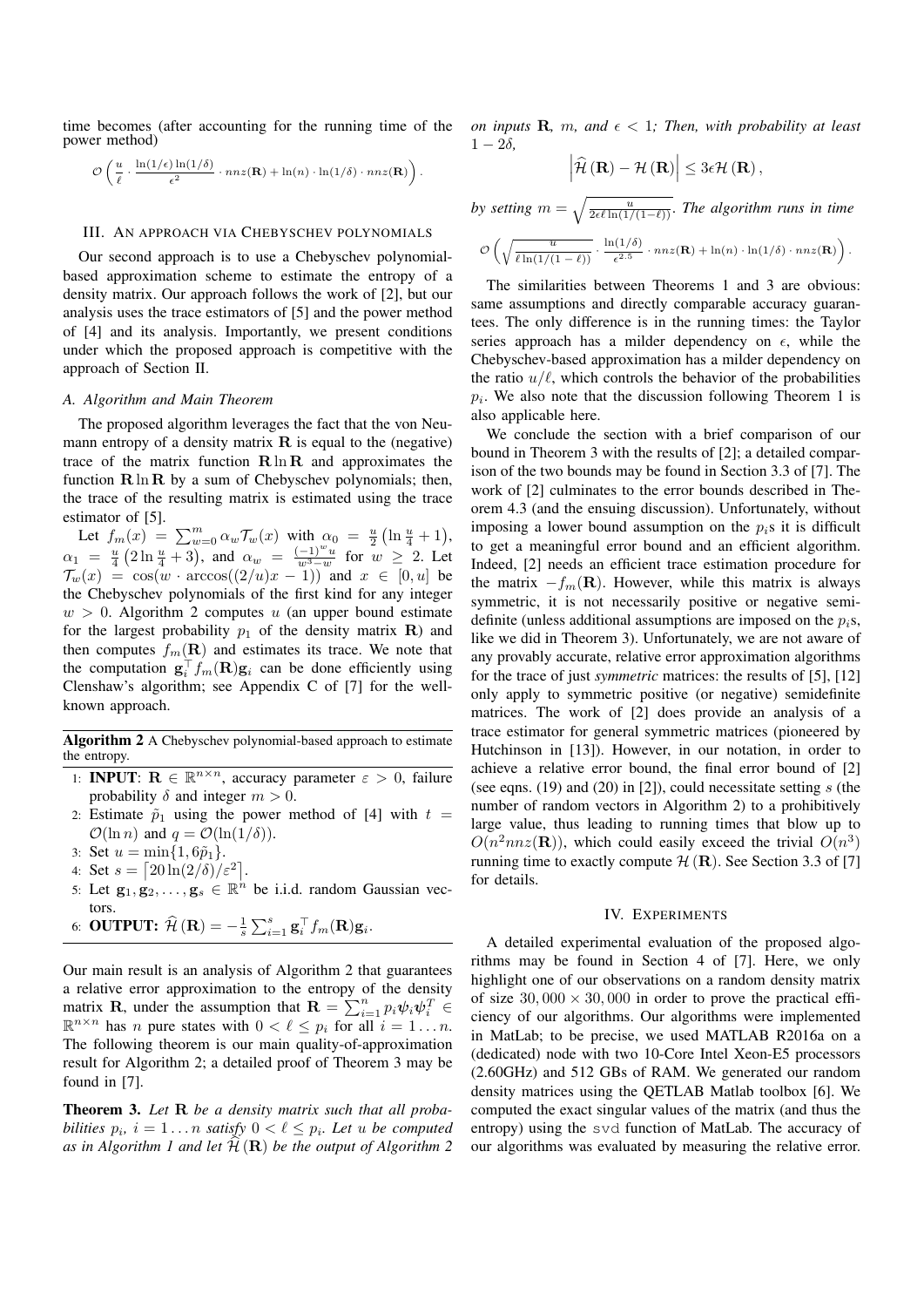time becomes (after accounting for the running time of the power method)

$$\mathcal{O}\left(\frac{u}{\ell} \cdot \frac{\ln(1/\epsilon)\ln(1/\delta)}{\epsilon^2} \cdot nnz(\mathbf{R}) + \ln(n) \cdot \ln(1/\delta) \cdot nnz(\mathbf{R})\right).$$

### III. An approach via Chebyschev polynomials

Our second approach is to use a Chebyschev polynomial-based approximation scheme to estimate the entropy of a density matrix. Our approach follows the work of [2], but our analysis uses the trace estimators of [5] and the power method of [4] and its analysis. Importantly, we present conditions under which the proposed approach is competitive with the approach of Section II.

#### A. Algorithm and Main Theorem

The proposed algorithm leverages the fact that the von Neumann entropy of a density matrix $\mathbf{R}$ is equal to the (negative) trace of the matrix function $\mathbf{R}\ln\mathbf{R}$ and approximates the function $\mathbf{R}\ln\mathbf{R}$ by a sum of Chebyschev polynomials; then, the trace of the resulting matrix is estimated using the trace estimator of [5].

Let $f_m(x) = \sum_{w=0}^{m} \alpha_w \mathcal{T}_w(x)$ with $\alpha_0 = \frac{u}{2}\left(\ln\frac{u}{4}+1\right)$, $\alpha_1 = \frac{u}{4}\left(2\ln\frac{u}{4}+3\right)$, and $\alpha_w = \frac{(-1)^w u}{w^3-w}$ for $w \geq 2$. Let $\mathcal{T}_w(x) = \cos(w \cdot \arccos((2/u)x-1))$ and $x \in [0,u]$ be the Chebyschev polynomials of the first kind for any integer $w > 0$. Algorithm 2 computes $u$ (an upper bound estimate for the largest probability $p_1$ of the density matrix $\mathbf{R}$) and then computes $f_m(\mathbf{R})$ and estimates its trace. We note that the computation $\mathbf{g}_i^\top f_m(\mathbf{R})\mathbf{g}_i$ can be done efficiently using Clenshaw's algorithm; see Appendix C of [7] for the well-known approach.

**Algorithm 2** A Chebyschev polynomial-based approach to estimate the entropy.

1: **INPUT**: $\mathbf{R} \in \mathbb{R}^{n\times n}$, accuracy parameter $\varepsilon > 0$, failure probability $\delta$ and integer $m > 0$.
2: Estimate $\tilde{p}_1$ using the power method of [4] with $t = \mathcal{O}(\ln n)$ and $q = \mathcal{O}(\ln(1/\delta))$.
3: Set $u = \min\{1, 6\tilde{p}_1\}$.
4: Set $s = \lceil 20\ln(2/\delta)/\varepsilon^2 \rceil$.
5: Let $\mathbf{g}_1, \mathbf{g}_2, \ldots, \mathbf{g}_s \in \mathbb{R}^n$ be i.i.d. random Gaussian vectors.
6: **OUTPUT:** $\widehat{\mathcal{H}}(\mathbf{R}) = -\frac{1}{s}\sum_{i=1}^{s} \mathbf{g}_i^\top f_m(\mathbf{R})\mathbf{g}_i$.

Our main result is an analysis of Algorithm 2 that guarantees a relative error approximation to the entropy of the density matrix $\mathbf{R}$, under the assumption that $\mathbf{R} = \sum_{i=1}^{n} p_i \boldsymbol{\psi}_i \boldsymbol{\psi}_i^T \in \mathbb{R}^{n\times n}$ has $n$ pure states with $0 < \ell \leq p_i$ for all $i = 1 \ldots n$. The following theorem is our main quality-of-approximation result for Algorithm 2; a detailed proof of Theorem 3 may be found in [7].

**Theorem 3.** *Let $\mathbf{R}$ be a density matrix such that all probabilities $p_i$, $i = 1 \ldots n$ satisfy $0 < \ell \leq p_i$. Let $u$ be computed as in Algorithm 1 and let $\widehat{\mathcal{H}}(\mathbf{R})$ be the output of Algorithm 2 on inputs $\mathbf{R}$, $m$, and $\epsilon < 1$; Then, with probability at least $1-2\delta$,*

$$\left|\widehat{\mathcal{H}}(\mathbf{R}) - \mathcal{H}(\mathbf{R})\right| \leq 3\epsilon\mathcal{H}(\mathbf{R}),$$

*by setting $m = \sqrt{\frac{u}{2\epsilon\ell\ln(1/(1-\ell))}}$. The algorithm runs in time*

$$\mathcal{O}\left(\sqrt{\frac{u}{\ell\ln(1/(1-\ell))}} \cdot \frac{\ln(1/\delta)}{\epsilon^{2.5}} \cdot nnz(\mathbf{R}) + \ln(n) \cdot \ln(1/\delta) \cdot nnz(\mathbf{R})\right).$$

The similarities between Theorems 1 and 3 are obvious: same assumptions and directly comparable accuracy guarantees. The only difference is in the running times: the Taylor series approach has a milder dependency on $\epsilon$, while the Chebyschev-based approximation has a milder dependency on the ratio $u/\ell$, which controls the behavior of the probabilities $p_i$. We also note that the discussion following Theorem 1 is also applicable here.

We conclude the section with a brief comparison of our bound in Theorem 3 with the results of [2]; a detailed comparison of the two bounds may be found in Section 3.3 of [7]. The work of [2] culminates to the error bounds described in Theorem 4.3 (and the ensuing discussion). Unfortunately, without imposing a lower bound assumption on the $p_i$s it is difficult to get a meaningful error bound and an efficient algorithm. Indeed, [2] needs an efficient trace estimation procedure for the matrix $-f_m(\mathbf{R})$. However, while this matrix is always symmetric, it is not necessarily positive or negative semi-definite (unless additional assumptions are imposed on the $p_i$s, like we did in Theorem 3). Unfortunately, we are not aware of any provably accurate, relative error approximation algorithms for the trace of just *symmetric* matrices: the results of [5], [12] only apply to symmetric positive (or negative) semidefinite matrices. The work of [2] does provide an analysis of a trace estimator for general symmetric matrices (pioneered by Hutchinson in [13]). However, in our notation, in order to achieve a relative error bound, the final error bound of [2] (see eqns. (19) and (20) in [2]), could necessitate setting $s$ (the number of random vectors in Algorithm 2) to a prohibitively large value, thus leading to running times that blow up to $O(n^2 nnz(\mathbf{R}))$, which could easily exceed the trivial $O(n^3)$ running time to exactly compute $\mathcal{H}(\mathbf{R})$. See Section 3.3 of [7] for details.

### IV. Experiments

A detailed experimental evaluation of the proposed algorithms may be found in Section 4 of [7]. Here, we only highlight one of our observations on a random density matrix of size $30,000 \times 30,000$ in order to prove the practical efficiency of our algorithms. Our algorithms were implemented in MatLab; to be precise, we used MATLAB R2016a on a (dedicated) node with two 10-Core Intel Xeon-E5 processors (2.60GHz) and 512 GBs of RAM. We generated our random density matrices using the QETLAB Matlab toolbox [6]. We computed the exact singular values of the matrix (and thus the entropy) using the `svd` function of MatLab. The accuracy of our algorithms was evaluated by measuring the relative error.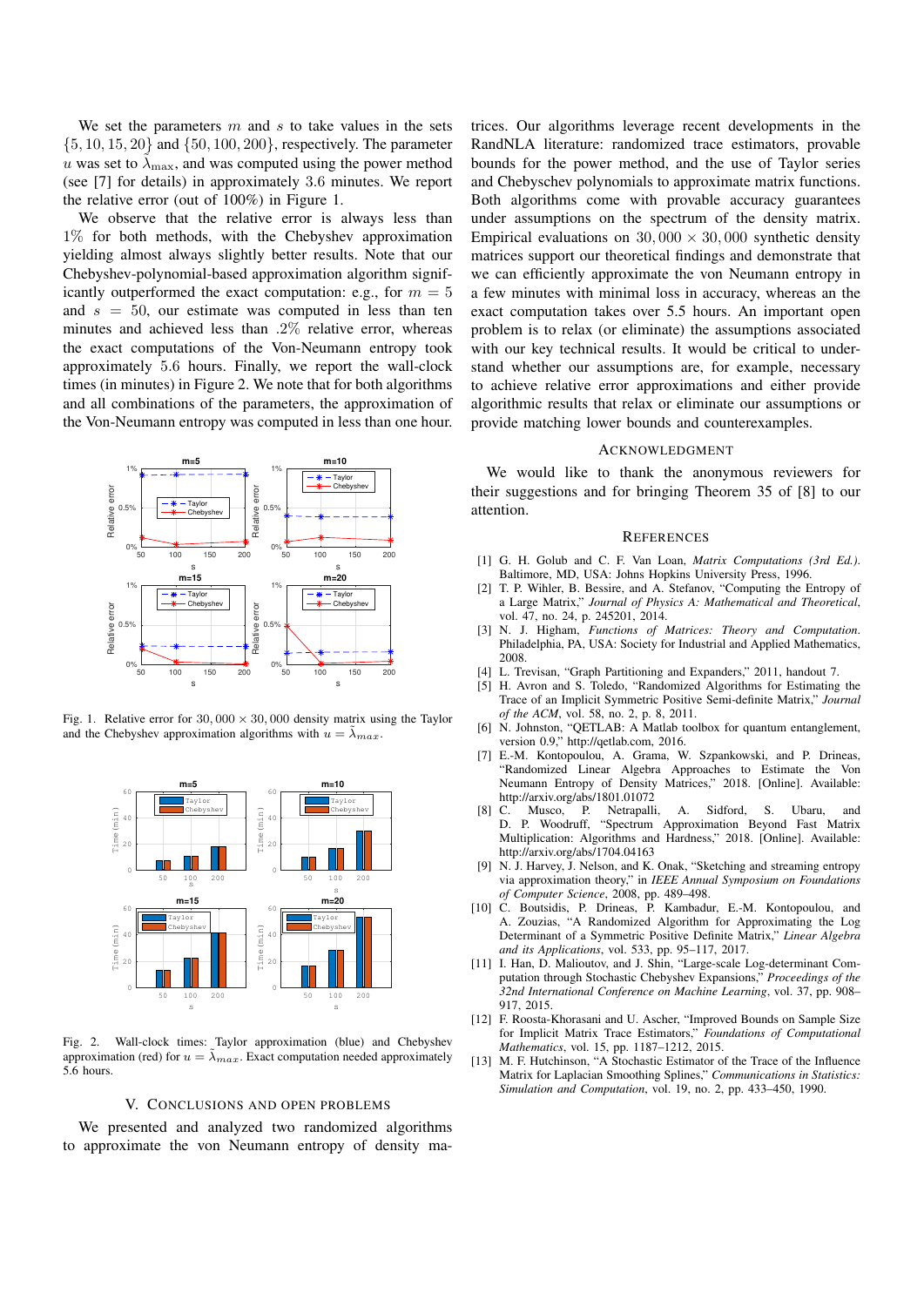We set the parameters $m$ and $s$ to take values in the sets $\{5, 10, 15, 20\}$ and $\{50, 100, 200\}$, respectively. The parameter $u$ was set to $\tilde{\lambda}_{\max}$, and was computed using the power method (see [7] for details) in approximately 3.6 minutes. We report the relative error (out of 100%) in Figure 1.

We observe that the relative error is always less than 1% for both methods, with the Chebyshev approximation yielding almost always slightly better results. Note that our Chebyshev-polynomial-based approximation algorithm significantly outperformed the exact computation: e.g., for $m = 5$ and $s = 50$, our estimate was computed in less than ten minutes and achieved less than .2% relative error, whereas the exact computations of the Von-Neumann entropy took approximately 5.6 hours. Finally, we report the wall-clock times (in minutes) in Figure 2. We note that for both algorithms and all combinations of the parameters, the approximation of the Von-Neumann entropy was computed in less than one hour.

m=5
m=10
m=15
m=20
Relative error
1%
0.5%
0%
50 100 150 200
s
Taylor
Chebyshev

Fig. 1. Relative error for $30,000 \times 30,000$ density matrix using the Taylor and the Chebyshev approximation algorithms with $u = \tilde{\lambda}_{max}$.

m=5
m=10
m=15
m=20
Time (min)
60
40
20
0
50 100 200
s
Taylor
Chebyshev

Fig. 2. Wall-clock times: Taylor approximation (blue) and Chebyshev approximation (red) for $u = \tilde{\lambda}_{max}$. Exact computation needed approximately 5.6 hours.

## V. Conclusions and Open Problems

We presented and analyzed two randomized algorithms to approximate the von Neumann entropy of density matrices. Our algorithms leverage recent developments in the RandNLA literature: randomized trace estimators, provable bounds for the power method, and the use of Taylor series and Chebyschev polynomials to approximate matrix functions. Both algorithms come with provable accuracy guarantees under assumptions on the spectrum of the density matrix. Empirical evaluations on $30,000 \times 30,000$ synthetic density matrices support our theoretical findings and demonstrate that we can efficiently approximate the von Neumann entropy in a few minutes with minimal loss in accuracy, whereas an the exact computation takes over 5.5 hours. An important open problem is to relax (or eliminate) the assumptions associated with our key technical results. It would be critical to understand whether our assumptions are, for example, necessary to achieve relative error approximations and either provide algorithmic results that relax or eliminate our assumptions or provide matching lower bounds and counterexamples.

## Acknowledgment

We would like to thank the anonymous reviewers for their suggestions and for bringing Theorem 35 of [8] to our attention.

## References

[1] G. H. Golub and C. F. Van Loan, *Matrix Computations (3rd Ed.)*. Baltimore, MD, USA: Johns Hopkins University Press, 1996.

[2] T. P. Wihler, B. Bessire, and A. Stefanov, "Computing the Entropy of a Large Matrix," *Journal of Physics A: Mathematical and Theoretical*, vol. 47, no. 24, p. 245201, 2014.

[3] N. J. Higham, *Functions of Matrices: Theory and Computation*. Philadelphia, PA, USA: Society for Industrial and Applied Mathematics, 2008.

[4] L. Trevisan, "Graph Partitioning and Expanders," 2011, handout 7.

[5] H. Avron and S. Toledo, "Randomized Algorithms for Estimating the Trace of an Implicit Symmetric Positive Semi-definite Matrix," *Journal of the ACM*, vol. 58, no. 2, p. 8, 2011.

[6] N. Johnston, "QETLAB: A Matlab toolbox for quantum entanglement, version 0.9," http://qetlab.com, 2016.

[7] E.-M. Kontopoulou, A. Grama, W. Szpankowski, and P. Drineas, "Randomized Linear Algebra Approaches to Estimate the Von Neumann Entropy of Density Matrices," 2018. [Online]. Available: http://arxiv.org/abs/1801.01072

[8] C. Musco, P. Netrapalli, A. Sidford, S. Ubaru, and D. P. Woodruff, "Spectrum Approximation Beyond Fast Matrix Multiplication: Algorithms and Hardness," 2018. [Online]. Available: http://arxiv.org/abs/1704.04163

[9] N. J. Harvey, J. Nelson, and K. Onak, "Sketching and streaming entropy via approximation theory," in *IEEE Annual Symposium on Foundations of Computer Science*, 2008, pp. 489–498.

[10] C. Boutsidis, P. Drineas, P. Kambadur, E.-M. Kontopoulou, and A. Zouzias, "A Randomized Algorithm for Approximating the Log Determinant of a Symmetric Positive Definite Matrix," *Linear Algebra and its Applications*, vol. 533, pp. 95–117, 2017.

[11] I. Han, D. Malioutov, and J. Shin, "Large-scale Log-determinant Computation through Stochastic Chebyshev Expansions," *Proceedings of the 32nd International Conference on Machine Learning*, vol. 37, pp. 908–917, 2015.

[12] F. Roosta-Khorasani and U. Ascher, "Improved Bounds on Sample Size for Implicit Matrix Trace Estimators," *Foundations of Computational Mathematics*, vol. 15, pp. 1187–1212, 2015.

[13] M. F. Hutchinson, "A Stochastic Estimator of the Trace of the Influence Matrix for Laplacian Smoothing Splines," *Communications in Statistics: Simulation and Computation*, vol. 19, no. 2, pp. 433–450, 1990.